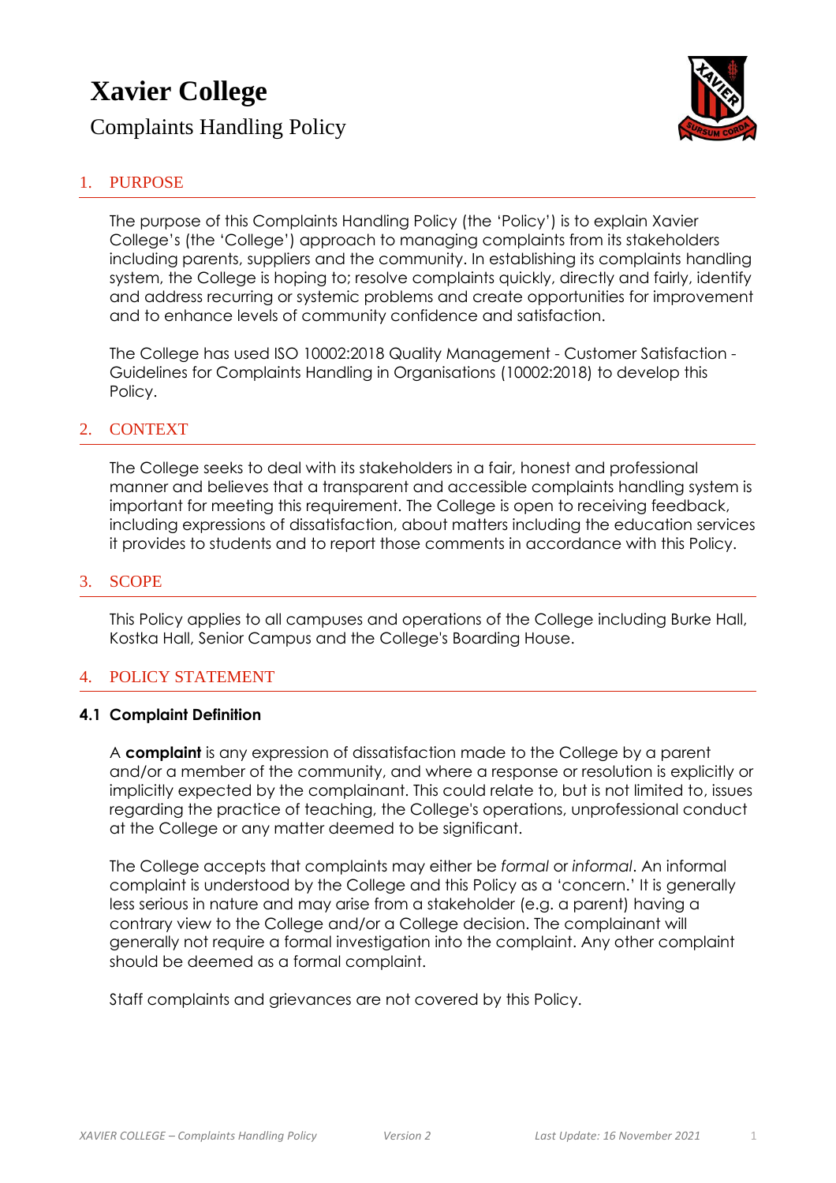# Xavier College

## Complaints Handling Policy

## 1. PURPOSE

The purpose of this Complaints Handling Policy (the 'Policy') is to explain Xavier College's (the 'College') approach to managing complaints from its stakeholders including parents, suppliers and the community. In establishing its complaints handling system, the College is hoping to; resolve complaints quickly, directly and fairly, identify and address recurring or systemic problems and create opportunities for improvement and to enhance levels of community confidence and satisfaction.

The College has used ISO 10002:2018 Quality Management - Customer Satisfaction - Guidelines for Complaints Handling in Organisations (10002:2018) to develop this Policy.

## 2. CONTEXT

The College seeks to deal with its stakeholders in a fair, honest and professional manner and believes that a transparent and accessible complaints handling system is important for meeting this requirement. The College is open to receiving feedback, including expressions of dissatisfaction, about matters including the education services it provides to students and to report those comments in accordance with this Policy.

## 3. SCOPE

This Policy applies to all campuses and operations of the College including Burke Hall, Kostka Hall, Senior Campus and the College's Boarding House.

## 4. POLICY STATEMENT

### 4.1 Complaint Definition

A **complaint** is any expression of dissatisfaction made to the College by a parent and/or a member of the community, and where a response or resolution is explicitly or implicitly expected by the complainant. This could relate to, but is not limited to, issues regarding the practice of teaching, the College's operations, unprofessional conduct at the College or any matter deemed to be significant.

The College accepts that complaints may either be *formal* or *informal*. An informal complaint is understood by the College and this Policy as a 'concern.' It is generally less serious in nature and may arise from a stakeholder (e.g. a parent) having a contrary view to the College and/or a College decision. The complainant will generally not require a formal investigation into the complaint. Any other complaint should be deemed as a formal complaint.

Staff complaints and grievances are not covered by this Policy.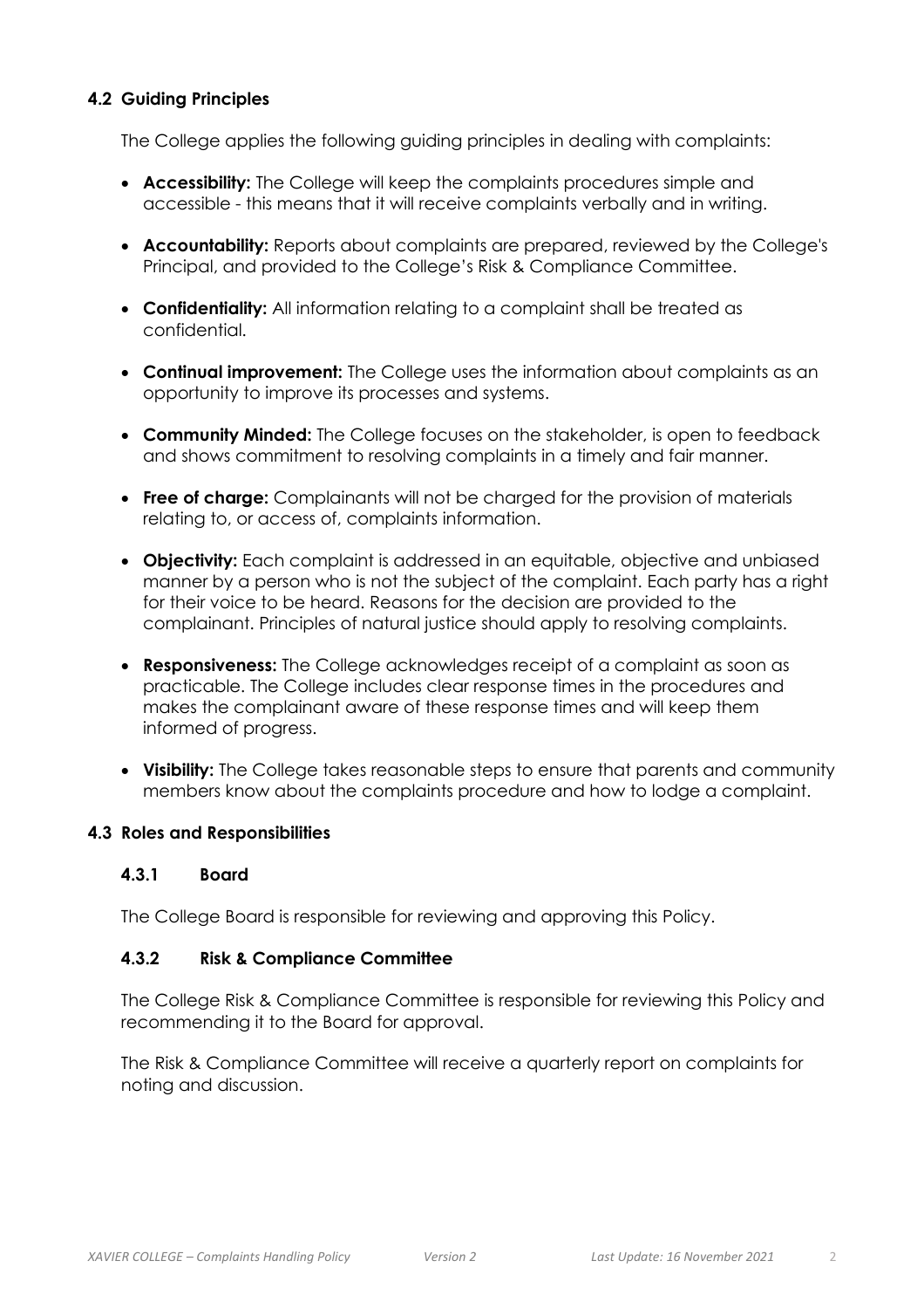## 4.2 Guiding Principles

The College applies the following guiding principles in dealing with complaints:

- **Accessibility:** The College will keep the complaints procedures simple and accessible - this means that it will receive complaints verbally and in writing.
- **Accountability:** Reports about complaints are prepared, reviewed by the College's Principal, and provided to the College's Risk & Compliance Committee.
- **Confidentiality:** All information relating to a complaint shall be treated as confidential.
- **Continual improvement:** The College uses the information about complaints as an opportunity to improve its processes and systems.
- **Community Minded:** The College focuses on the stakeholder, is open to feedback and shows commitment to resolving complaints in a timely and fair manner.
- **Free of charge:** Complainants will not be charged for the provision of materials relating to, or access of, complaints information.
- **Objectivity:** Each complaint is addressed in an equitable, objective and unbiased manner by a person who is not the subject of the complaint. Each party has a right for their voice to be heard. Reasons for the decision are provided to the complainant. Principles of natural justice should apply to resolving complaints.
- **Responsiveness:** The College acknowledges receipt of a complaint as soon as practicable. The College includes clear response times in the procedures and makes the complainant aware of these response times and will keep them informed of progress.
- **Visibility:** The College takes reasonable steps to ensure that parents and community members know about the complaints procedure and how to lodge a complaint.

## 4.3 Roles and Responsibilities

### 4.3.1 Board

The College Board is responsible for reviewing and approving this Policy.

### 4.3.2 Risk & Compliance Committee

The College Risk & Compliance Committee is responsible for reviewing this Policy and recommending it to the Board for approval.

The Risk & Compliance Committee will receive a quarterly report on complaints for noting and discussion.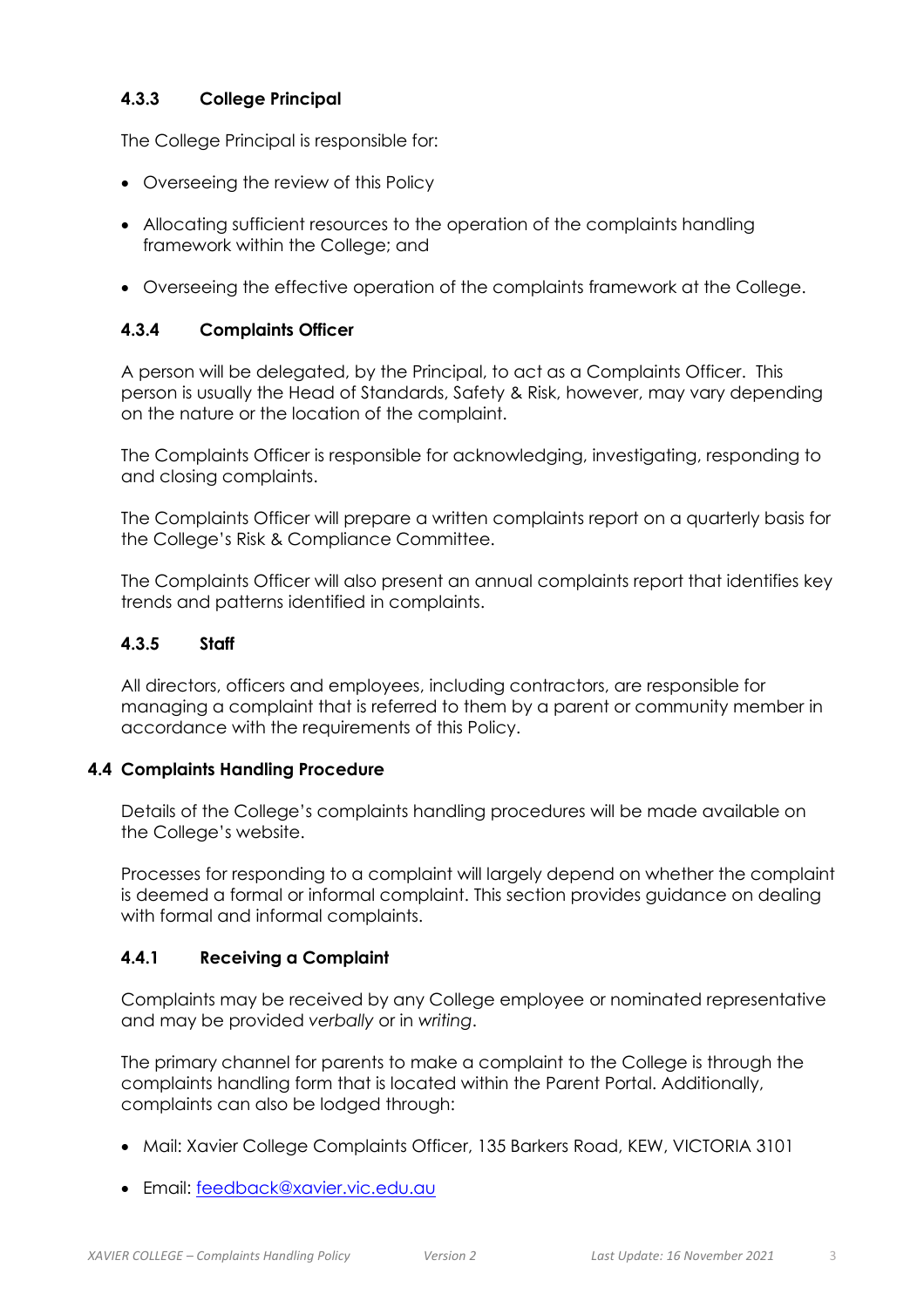#### 4.3.3 College Principal

The College Principal is responsible for:

- Overseeing the review of this Policy
- Allocating sufficient resources to the operation of the complaints handling framework within the College; and
- Overseeing the effective operation of the complaints framework at the College.

#### 4.3.4 Complaints Officer

A person will be delegated, by the Principal, to act as a Complaints Officer. This person is usually the Head of Standards, Safety & Risk, however, may vary depending on the nature or the location of the complaint.

The Complaints Officer is responsible for acknowledging, investigating, responding to and closing complaints.

The Complaints Officer will prepare a written complaints report on a quarterly basis for the College's Risk & Compliance Committee.

The Complaints Officer will also present an annual complaints report that identifies key trends and patterns identified in complaints.

#### 4.3.5 Staff

All directors, officers and employees, including contractors, are responsible for managing a complaint that is referred to them by a parent or community member in accordance with the requirements of this Policy.

### 4.4 Complaints Handling Procedure

Details of the College's complaints handling procedures will be made available on the College's website.

Processes for responding to a complaint will largely depend on whether the complaint is deemed a formal or informal complaint. This section provides guidance on dealing with formal and informal complaints.

#### 4.4.1 Receiving a Complaint

Complaints may be received by any College employee or nominated representative and may be provided *verbally* or in *writing*.

The primary channel for parents to make a complaint to the College is through the complaints handling form that is located within the Parent Portal. Additionally, complaints can also be lodged through:

- Mail: Xavier College Complaints Officer, 135 Barkers Road, KEW, VICTORIA 3101
- Email: feedback@xavier.vic.edu.au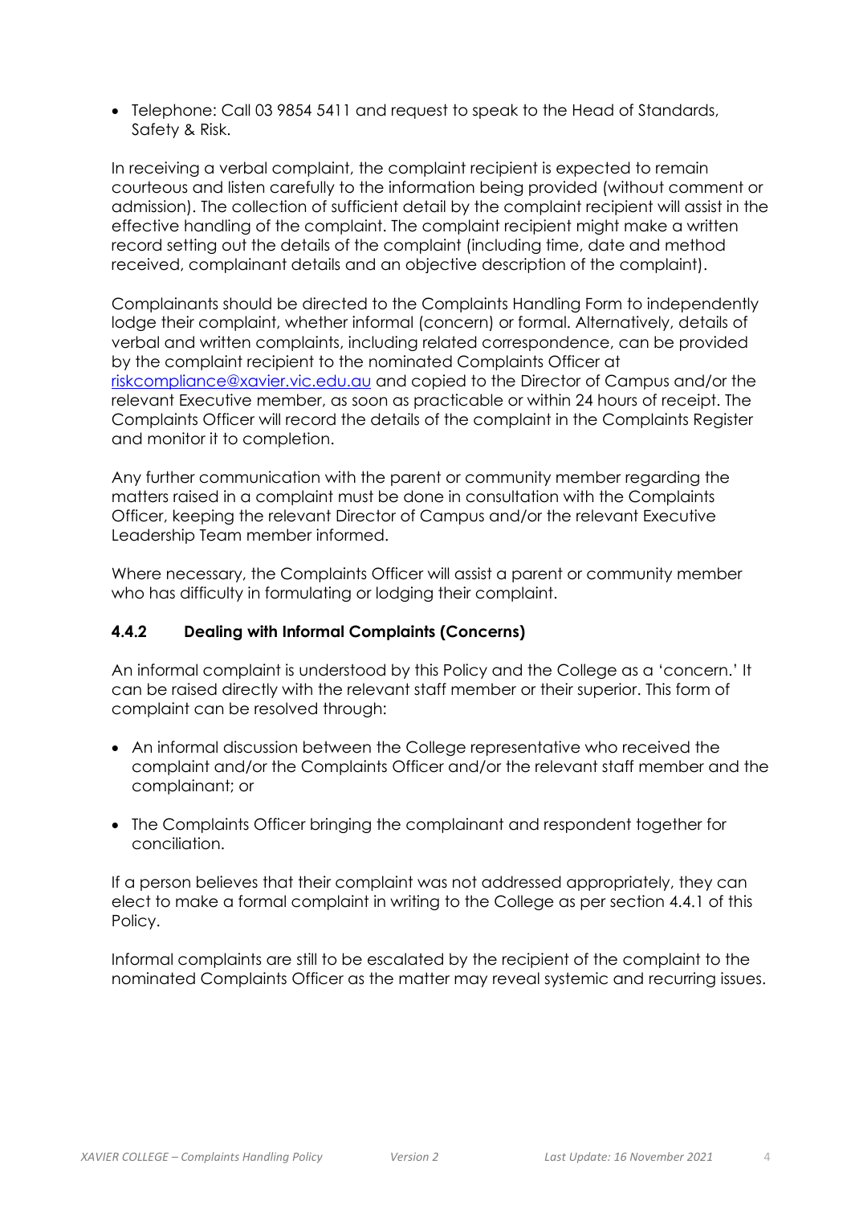- Telephone: Call 03 9854 5411 and request to speak to the Head of Standards, Safety & Risk.

In receiving a verbal complaint, the complaint recipient is expected to remain courteous and listen carefully to the information being provided (without comment or admission). The collection of sufficient detail by the complaint recipient will assist in the effective handling of the complaint. The complaint recipient might make a written record setting out the details of the complaint (including time, date and method received, complainant details and an objective description of the complaint).

Complainants should be directed to the Complaints Handling Form to independently lodge their complaint, whether informal (concern) or formal. Alternatively, details of verbal and written complaints, including related correspondence, can be provided by the complaint recipient to the nominated Complaints Officer at [riskcompliance@xavier.vic.edu.au](mailto:riskcompliance@xavier.vic.edu.au) and copied to the Director of Campus and/or the relevant Executive member, as soon as practicable or within 24 hours of receipt. The Complaints Officer will record the details of the complaint in the Complaints Register and monitor it to completion.

Any further communication with the parent or community member regarding the matters raised in a complaint must be done in consultation with the Complaints Officer, keeping the relevant Director of Campus and/or the relevant Executive Leadership Team member informed.

Where necessary, the Complaints Officer will assist a parent or community member who has difficulty in formulating or lodging their complaint.

### 4.4.2 Dealing with Informal Complaints (Concerns)

An informal complaint is understood by this Policy and the College as a 'concern.' It can be raised directly with the relevant staff member or their superior. This form of complaint can be resolved through:

- An informal discussion between the College representative who received the complaint and/or the Complaints Officer and/or the relevant staff member and the complainant; or
- The Complaints Officer bringing the complainant and respondent together for conciliation.

If a person believes that their complaint was not addressed appropriately, they can elect to make a formal complaint in writing to the College as per section 4.4.1 of this Policy.

Informal complaints are still to be escalated by the recipient of the complaint to the nominated Complaints Officer as the matter may reveal systemic and recurring issues.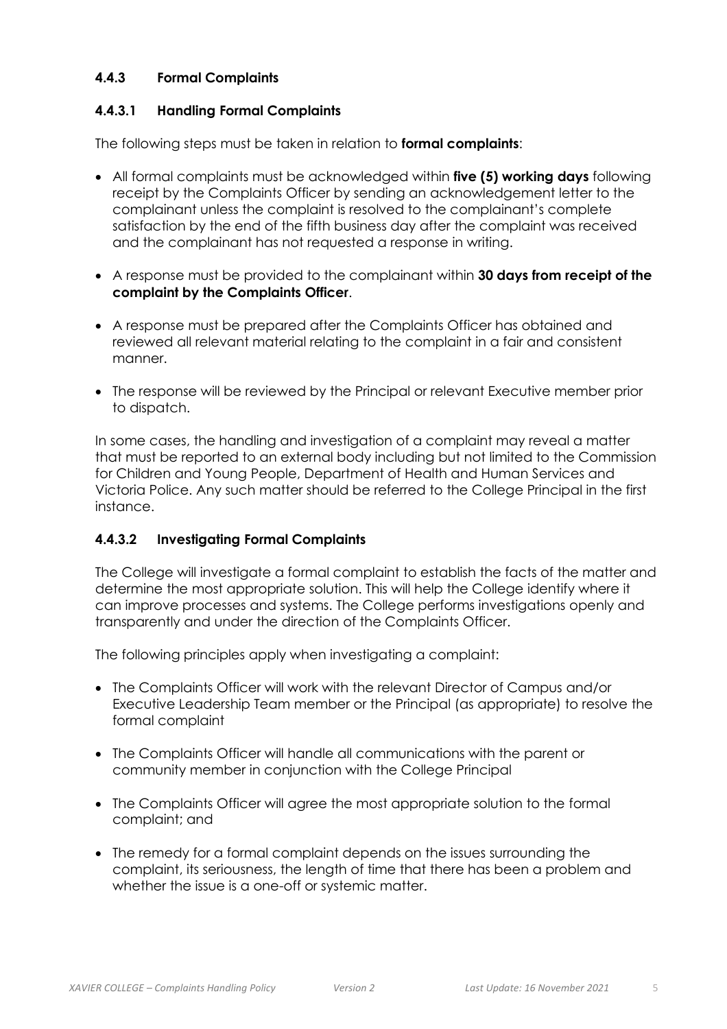### 4.4.3 Formal Complaints

#### 4.4.3.1 Handling Formal Complaints

The following steps must be taken in relation to **formal complaints**:

- All formal complaints must be acknowledged within **five (5) working days** following receipt by the Complaints Officer by sending an acknowledgement letter to the complainant unless the complaint is resolved to the complainant's complete satisfaction by the end of the fifth business day after the complaint was received and the complainant has not requested a response in writing.
- A response must be provided to the complainant within **30 days from receipt of the complaint by the Complaints Officer**.
- A response must be prepared after the Complaints Officer has obtained and reviewed all relevant material relating to the complaint in a fair and consistent manner.
- The response will be reviewed by the Principal or relevant Executive member prior to dispatch.

In some cases, the handling and investigation of a complaint may reveal a matter that must be reported to an external body including but not limited to the Commission for Children and Young People, Department of Health and Human Services and Victoria Police. Any such matter should be referred to the College Principal in the first instance.

#### 4.4.3.2 Investigating Formal Complaints

The College will investigate a formal complaint to establish the facts of the matter and determine the most appropriate solution. This will help the College identify where it can improve processes and systems. The College performs investigations openly and transparently and under the direction of the Complaints Officer.

The following principles apply when investigating a complaint:

- The Complaints Officer will work with the relevant Director of Campus and/or Executive Leadership Team member or the Principal (as appropriate) to resolve the formal complaint
- The Complaints Officer will handle all communications with the parent or community member in conjunction with the College Principal
- The Complaints Officer will agree the most appropriate solution to the formal complaint; and
- The remedy for a formal complaint depends on the issues surrounding the complaint, its seriousness, the length of time that there has been a problem and whether the issue is a one-off or systemic matter.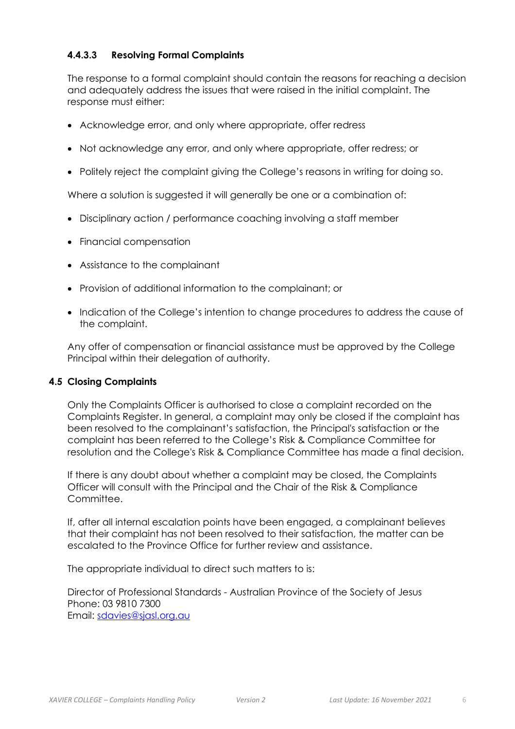#### 4.4.3.3 Resolving Formal Complaints

The response to a formal complaint should contain the reasons for reaching a decision and adequately address the issues that were raised in the initial complaint. The response must either:

- Acknowledge error, and only where appropriate, offer redress
- Not acknowledge any error, and only where appropriate, offer redress; or
- Politely reject the complaint giving the College's reasons in writing for doing so.

Where a solution is suggested it will generally be one or a combination of:

- Disciplinary action / performance coaching involving a staff member
- Financial compensation
- Assistance to the complainant
- Provision of additional information to the complainant; or
- Indication of the College's intention to change procedures to address the cause of the complaint.

Any offer of compensation or financial assistance must be approved by the College Principal within their delegation of authority.

### 4.5 Closing Complaints

Only the Complaints Officer is authorised to close a complaint recorded on the Complaints Register. In general, a complaint may only be closed if the complaint has been resolved to the complainant's satisfaction, the Principal's satisfaction or the complaint has been referred to the College's Risk & Compliance Committee for resolution and the College's Risk & Compliance Committee has made a final decision.

If there is any doubt about whether a complaint may be closed, the Complaints Officer will consult with the Principal and the Chair of the Risk & Compliance Committee.

If, after all internal escalation points have been engaged, a complainant believes that their complaint has not been resolved to their satisfaction, the matter can be escalated to the Province Office for further review and assistance.

The appropriate individual to direct such matters to is:

Director of Professional Standards - Australian Province of the Society of Jesus
Phone: 03 9810 7300
Email: sdavies@sjasl.org.au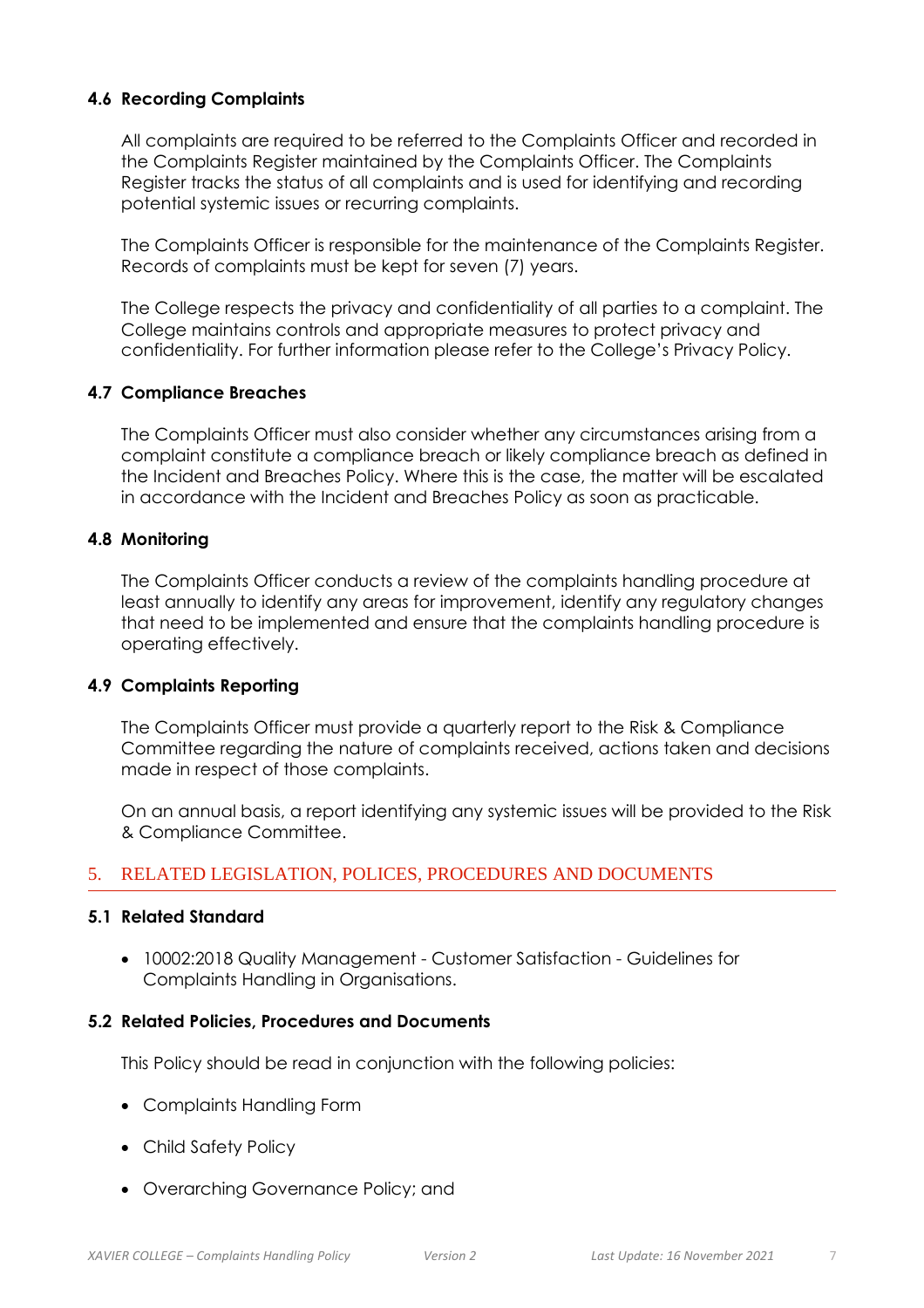### 4.6 Recording Complaints

All complaints are required to be referred to the Complaints Officer and recorded in the Complaints Register maintained by the Complaints Officer. The Complaints Register tracks the status of all complaints and is used for identifying and recording potential systemic issues or recurring complaints.

The Complaints Officer is responsible for the maintenance of the Complaints Register. Records of complaints must be kept for seven (7) years.

The College respects the privacy and confidentiality of all parties to a complaint. The College maintains controls and appropriate measures to protect privacy and confidentiality. For further information please refer to the College's Privacy Policy.

### 4.7 Compliance Breaches

The Complaints Officer must also consider whether any circumstances arising from a complaint constitute a compliance breach or likely compliance breach as defined in the Incident and Breaches Policy. Where this is the case, the matter will be escalated in accordance with the Incident and Breaches Policy as soon as practicable.

### 4.8 Monitoring

The Complaints Officer conducts a review of the complaints handling procedure at least annually to identify any areas for improvement, identify any regulatory changes that need to be implemented and ensure that the complaints handling procedure is operating effectively.

### 4.9 Complaints Reporting

The Complaints Officer must provide a quarterly report to the Risk & Compliance Committee regarding the nature of complaints received, actions taken and decisions made in respect of those complaints.

On an annual basis, a report identifying any systemic issues will be provided to the Risk & Compliance Committee.

## 5. RELATED LEGISLATION, POLICES, PROCEDURES AND DOCUMENTS

### 5.1 Related Standard

- 10002:2018 Quality Management - Customer Satisfaction - Guidelines for Complaints Handling in Organisations.

### 5.2 Related Policies, Procedures and Documents

This Policy should be read in conjunction with the following policies:

- Complaints Handling Form
- Child Safety Policy
- Overarching Governance Policy; and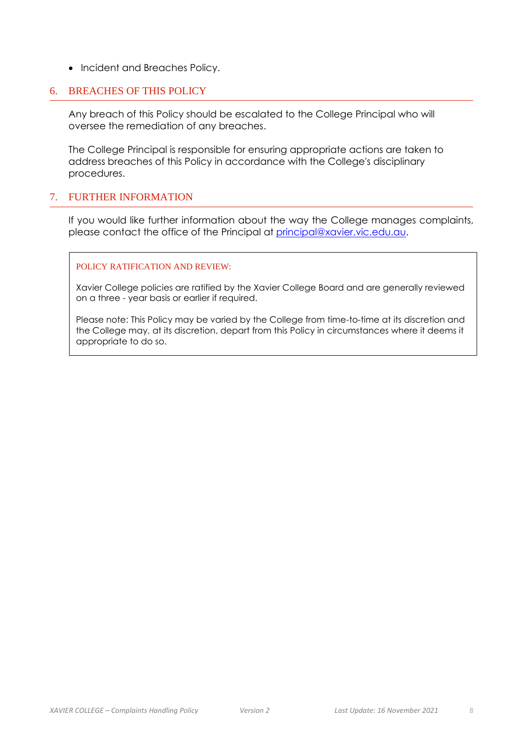- Incident and Breaches Policy.

## 6. BREACHES OF THIS POLICY

Any breach of this Policy should be escalated to the College Principal who will oversee the remediation of any breaches.

The College Principal is responsible for ensuring appropriate actions are taken to address breaches of this Policy in accordance with the College's disciplinary procedures.

## 7. FURTHER INFORMATION

If you would like further information about the way the College manages complaints, please contact the office of the Principal at principal@xavier.vic.edu.au.

### POLICY RATIFICATION AND REVIEW:

Xavier College policies are ratified by the Xavier College Board and are generally reviewed on a three - year basis or earlier if required.

Please note: This Policy may be varied by the College from time-to-time at its discretion and the College may, at its discretion, depart from this Policy in circumstances where it deems it appropriate to do so.